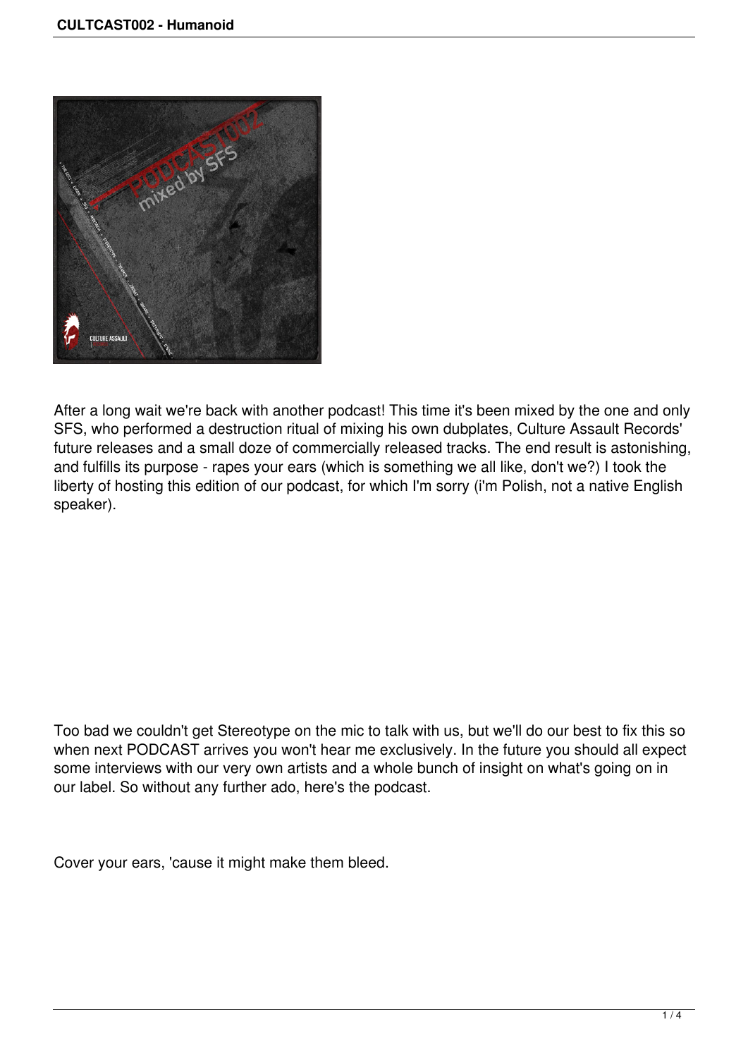After a long wait we're back with another podcast! This time it's been mixed by the one and only SFS, who performed a destruction ritual of mixing his own dubplates, Culture Assault Records' future releases and a small doze of commercially released tracks. The end result is astonishing, and fulfills its purpose - rapes your ears (which is something we all like, don't we?) I took the liberty of hosting this edition of our podcast, for which I'm sorry (i'm Polish, not a native English speaker).

Too bad we couldn't get Stereotype on the mic to talk with us, but we'll do our best to fix this so when next PODCAST arrives you won't hear me exclusively. In the future you should all expect some interviews with our very own artists and a whole bunch of insight on what's going on in our label. So without any further ado, here's the podcast.

Cover your ears, 'cause it might make them bleed.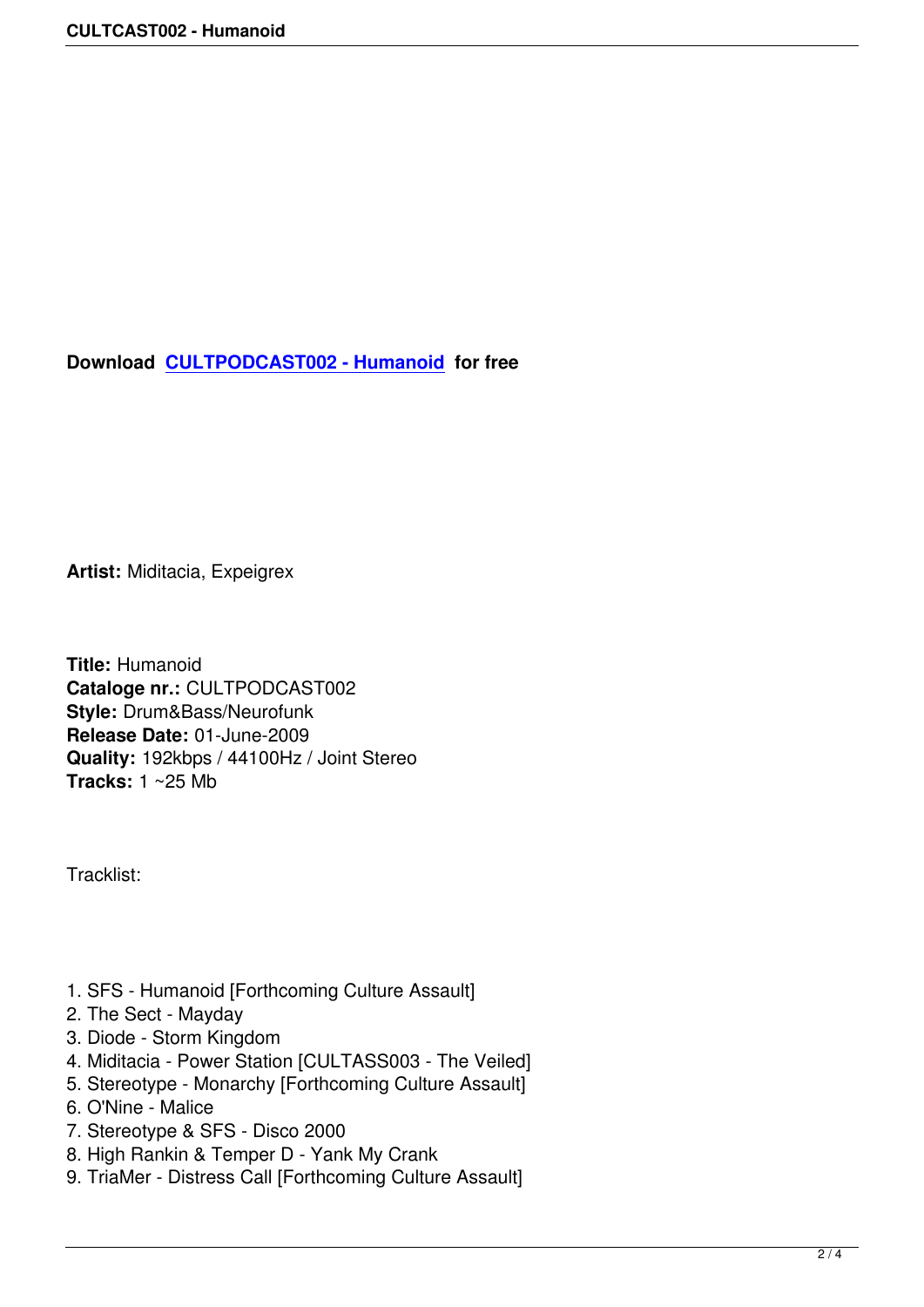**Download** **[CULTPODCAST002 - Humanoid]** **for free**

**Artist:** Miditacia, Expeigrex

**Title:** Humanoid
**Cataloge nr.:** CULTPODCAST002
**Style:** Drum&Bass/Neurofunk
**Release Date:** 01-June-2009
**Quality:** 192kbps / 44100Hz / Joint Stereo
**Tracks:** 1 ~25 Mb

Tracklist:

1. SFS - Humanoid [Forthcoming Culture Assault]
2. The Sect - Mayday
3. Diode - Storm Kingdom
4. Miditacia - Power Station [CULTASS003 - The Veiled]
5. Stereotype - Monarchy [Forthcoming Culture Assault]
6. O'Nine - Malice
7. Stereotype & SFS - Disco 2000
8. High Rankin & Temper D - Yank My Crank
9. TriaMer - Distress Call [Forthcoming Culture Assault]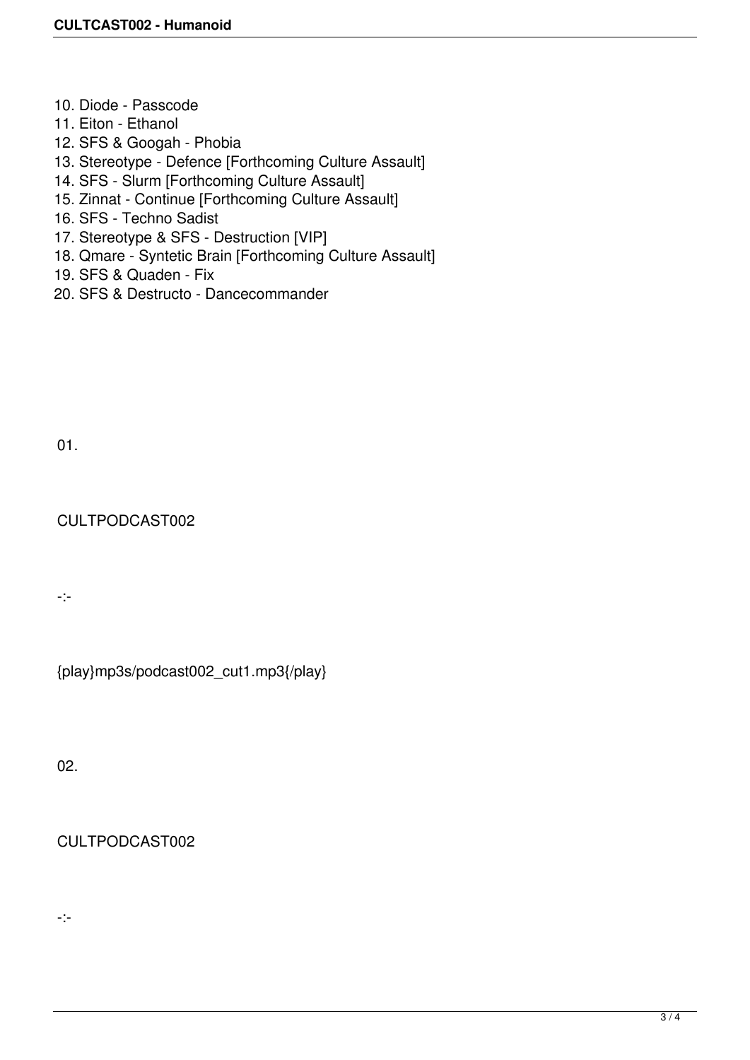10. Diode - Passcode
11. Eiton - Ethanol
12. SFS & Googah - Phobia
13. Stereotype - Defence [Forthcoming Culture Assault]
14. SFS - Slurm [Forthcoming Culture Assault]
15. Zinnat - Continue [Forthcoming Culture Assault]
16. SFS - Techno Sadist
17. Stereotype & SFS - Destruction [VIP]
18. Qmare - Syntetic Brain [Forthcoming Culture Assault]
19. SFS & Quaden - Fix
20. SFS & Destructo - Dancecommander

01.

CULTPODCAST002

-:-

{play}mp3s/podcast002_cut1.mp3{/play}

02.

CULTPODCAST002

-:-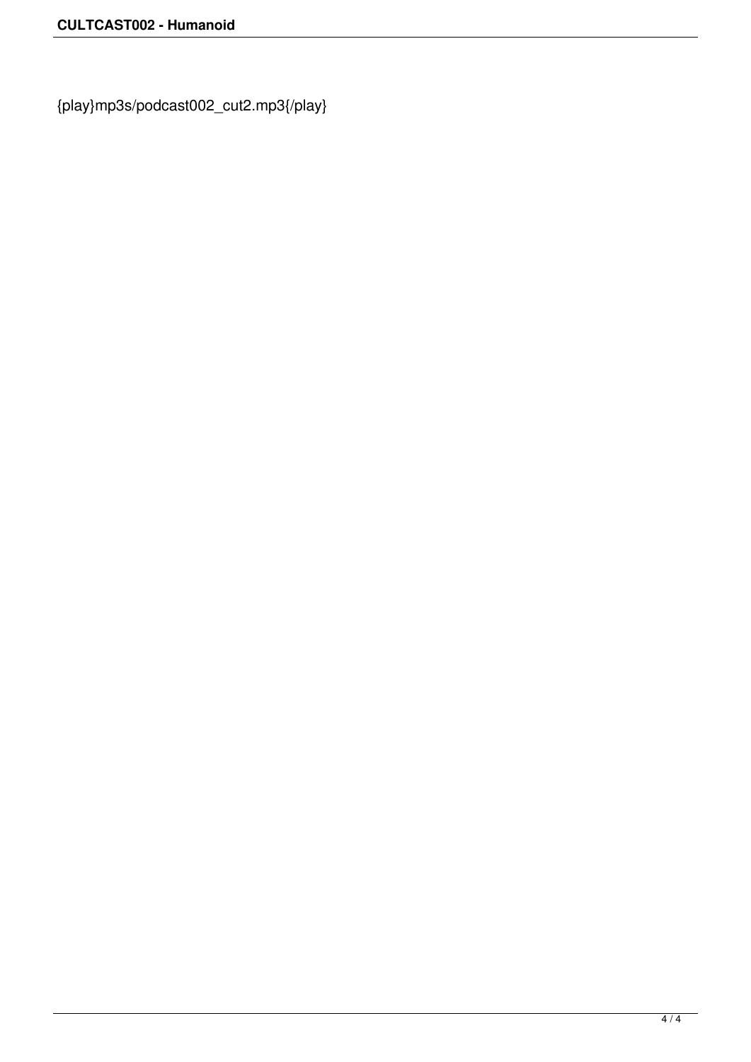{play}mp3s/podcast002_cut2.mp3{/play}